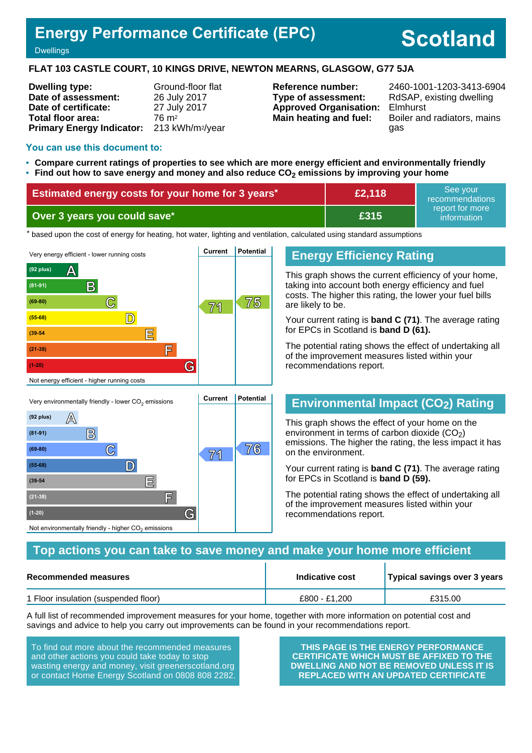# Energy Performance Certificate (EPC)

Dwellings

**Scotland**

**FLAT 103 CASTLE COURT, 10 KINGS DRIVE, NEWTON MEARNS, GLASGOW, G77 5JA**

| | |
|---|---|
| **Dwelling type:** | Ground-floor flat |
| **Date of assessment:** | 26 July 2017 |
| **Date of certificate:** | 27 July 2017 |
| **Total floor area:** | 76 m² |
| **Primary Energy Indicator:** | 213 kWh/m²/year |

| | |
|---|---|
| **Reference number:** | 2460-1001-1203-3413-6904 |
| **Type of assessment:** | RdSAP, existing dwelling |
| **Approved Organisation:** | Elmhurst |
| **Main heating and fuel:** | Boiler and radiators, mains gas |

## You can use this document to:

- **Compare current ratings of properties to see which are more energy efficient and environmentally friendly**
- **Find out how to save energy and money and also reduce $CO_2$ emissions by improving your home**

| | | |
|---|---|---|
| **Estimated energy costs for your home for 3 years*** | **£2,118** | See your recommendations report for more information |
| **Over 3 years you could save*** | **£315** | |

\* based upon the cost of energy for heating, hot water, lighting and ventilation, calculated using standard assumptions

Very energy efficient - lower running costs

| Band | Current | Potential |
|---|---|---|
| (92 plus) A | | |
| (81-91) B | | |
| (69-80) C | 71 | 75 |
| (55-68) D | | |
| (39-54) E | | |
| (21-38) F | | |
| (1-20) G | | |

Not energy efficient - higher running costs

## Energy Efficiency Rating

This graph shows the current efficiency of your home, taking into account both energy efficiency and fuel costs. The higher this rating, the lower your fuel bills are likely to be.

Your current rating is **band C (71)**. The average rating for EPCs in Scotland is **band D (61).**

The potential rating shows the effect of undertaking all of the improvement measures listed within your recommendations report.

Very environmentally friendly - lower $CO_2$ emissions

| Band | Current | Potential |
|---|---|---|
| (92 plus) A | | |
| (81-91) B | | |
| (69-80) C | 71 | 76 |
| (55-68) D | | |
| (39-54) E | | |
| (21-38) F | | |
| (1-20) G | | |

Not environmentally friendly - higher $CO_2$ emissions

## Environmental Impact ($CO_2$) Rating

This graph shows the effect of your home on the environment in terms of carbon dioxide ($CO_2$) emissions. The higher the rating, the less impact it has on the environment.

Your current rating is **band C (71)**. The average rating for EPCs in Scotland is **band D (59).**

The potential rating shows the effect of undertaking all of the improvement measures listed within your recommendations report.

## Top actions you can take to save money and make your home more efficient

| Recommended measures | Indicative cost | Typical savings over 3 years |
|---|---|---|
| 1 Floor insulation (suspended floor) | £800 - £1,200 | £315.00 |

A full list of recommended improvement measures for your home, together with more information on potential cost and savings and advice to help you carry out improvements can be found in your recommendations report.

To find out more about the recommended measures and other actions you could take today to stop wasting energy and money, visit greenerscotland.org or contact Home Energy Scotland on 0808 808 2282.

**THIS PAGE IS THE ENERGY PERFORMANCE CERTIFICATE WHICH MUST BE AFFIXED TO THE DWELLING AND NOT BE REMOVED UNLESS IT IS REPLACED WITH AN UPDATED CERTIFICATE**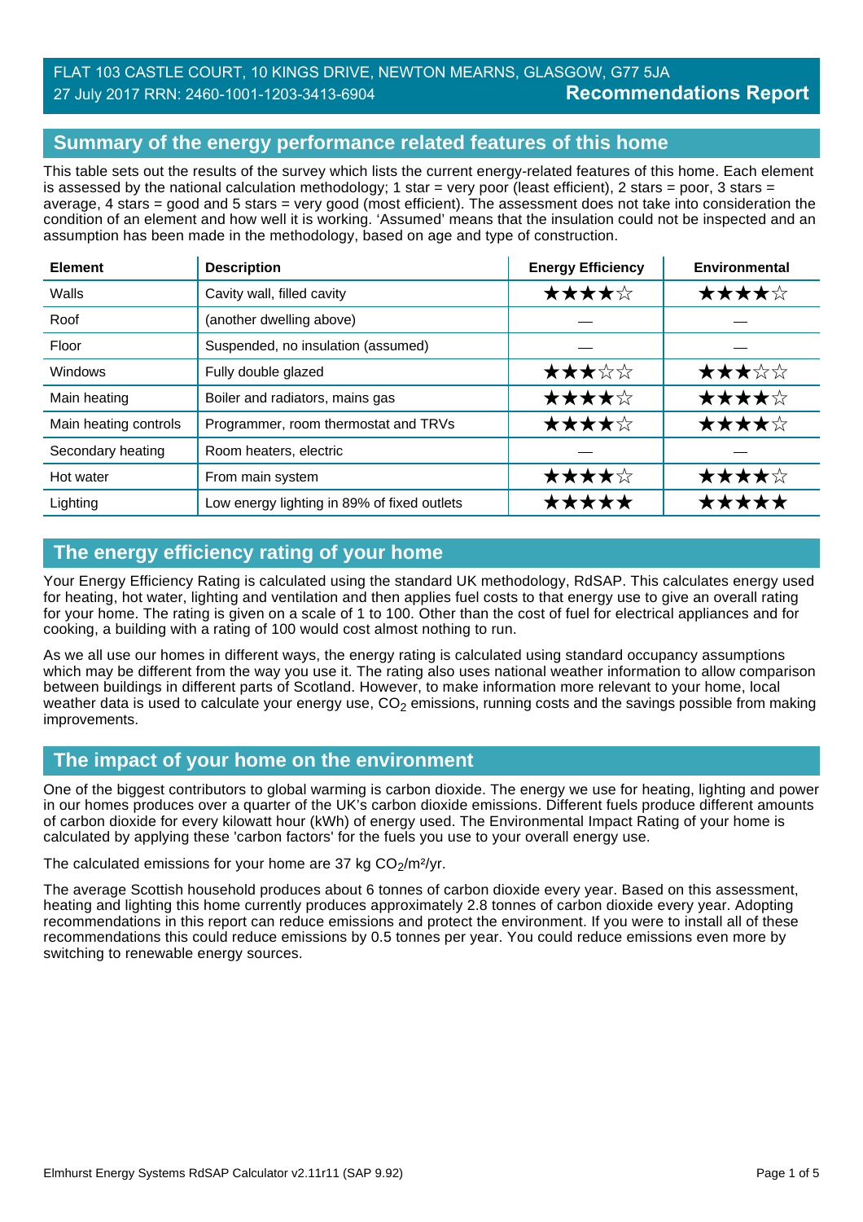FLAT 103 CASTLE COURT, 10 KINGS DRIVE, NEWTON MEARNS, GLASGOW, G77 5JA
27 July 2017 RRN: 2460-1001-1203-3413-6904 **Recommendations Report**

## Summary of the energy performance related features of this home

This table sets out the results of the survey which lists the current energy-related features of this home. Each element is assessed by the national calculation methodology; 1 star = very poor (least efficient), 2 stars = poor, 3 stars = average, 4 stars = good and 5 stars = very good (most efficient). The assessment does not take into consideration the condition of an element and how well it is working. 'Assumed' means that the insulation could not be inspected and an assumption has been made in the methodology, based on age and type of construction.

| Element | Description | Energy Efficiency | Environmental |
|---|---|---|---|
| Walls | Cavity wall, filled cavity | ★★★★☆ | ★★★★☆ |
| Roof | (another dwelling above) | — | — |
| Floor | Suspended, no insulation (assumed) | — | — |
| Windows | Fully double glazed | ★★★☆☆ | ★★★☆☆ |
| Main heating | Boiler and radiators, mains gas | ★★★★☆ | ★★★★☆ |
| Main heating controls | Programmer, room thermostat and TRVs | ★★★★☆ | ★★★★☆ |
| Secondary heating | Room heaters, electric | — | — |
| Hot water | From main system | ★★★★☆ | ★★★★☆ |
| Lighting | Low energy lighting in 89% of fixed outlets | ★★★★★ | ★★★★★ |

## The energy efficiency rating of your home

Your Energy Efficiency Rating is calculated using the standard UK methodology, RdSAP. This calculates energy used for heating, hot water, lighting and ventilation and then applies fuel costs to that energy use to give an overall rating for your home. The rating is given on a scale of 1 to 100. Other than the cost of fuel for electrical appliances and for cooking, a building with a rating of 100 would cost almost nothing to run.

As we all use our homes in different ways, the energy rating is calculated using standard occupancy assumptions which may be different from the way you use it. The rating also uses national weather information to allow comparison between buildings in different parts of Scotland. However, to make information more relevant to your home, local weather data is used to calculate your energy use, $CO_2$ emissions, running costs and the savings possible from making improvements.

## The impact of your home on the environment

One of the biggest contributors to global warming is carbon dioxide. The energy we use for heating, lighting and power in our homes produces over a quarter of the UK's carbon dioxide emissions. Different fuels produce different amounts of carbon dioxide for every kilowatt hour (kWh) of energy used. The Environmental Impact Rating of your home is calculated by applying these 'carbon factors' for the fuels you use to your overall energy use.

The calculated emissions for your home are 37 kg $CO_2$/m²/yr.

The average Scottish household produces about 6 tonnes of carbon dioxide every year. Based on this assessment, heating and lighting this home currently produces approximately 2.8 tonnes of carbon dioxide every year. Adopting recommendations in this report can reduce emissions and protect the environment. If you were to install all of these recommendations this could reduce emissions by 0.5 tonnes per year. You could reduce emissions even more by switching to renewable energy sources.

Elmhurst Energy Systems RdSAP Calculator v2.11r11 (SAP 9.92)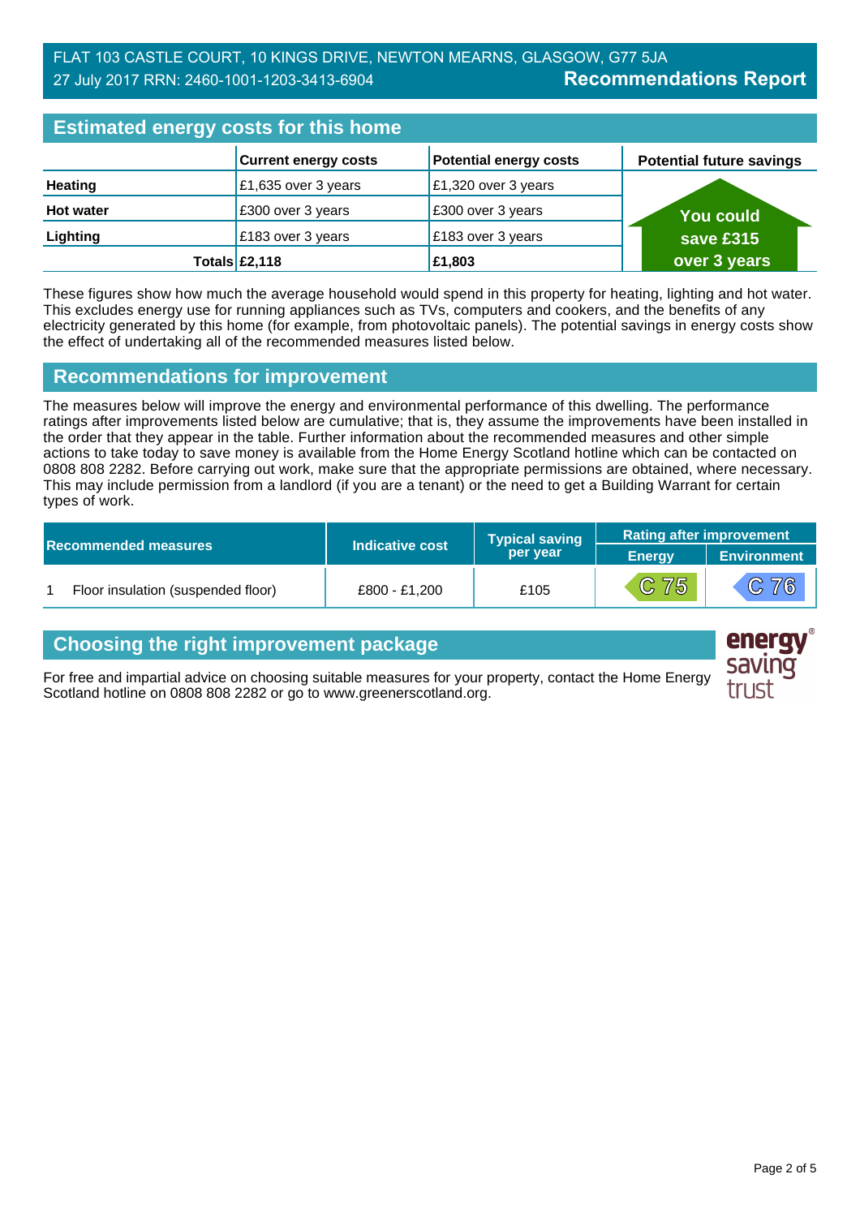FLAT 103 CASTLE COURT, 10 KINGS DRIVE, NEWTON MEARNS, GLASGOW, G77 5JA
27 July 2017 RRN: 2460-1001-1203-3413-6904 **Recommendations Report**

## Estimated energy costs for this home

| | Current energy costs | Potential energy costs | Potential future savings |
|---|---|---|---|
| **Heating** | £1,635 over 3 years | £1,320 over 3 years | You could save £315 over 3 years |
| **Hot water** | £300 over 3 years | £300 over 3 years | |
| **Lighting** | £183 over 3 years | £183 over 3 years | |
| **Totals** | **£2,118** | **£1,803** | |

These figures show how much the average household would spend in this property for heating, lighting and hot water. This excludes energy use for running appliances such as TVs, computers and cookers, and the benefits of any electricity generated by this home (for example, from photovoltaic panels). The potential savings in energy costs show the effect of undertaking all of the recommended measures listed below.

## Recommendations for improvement

The measures below will improve the energy and environmental performance of this dwelling. The performance ratings after improvements listed below are cumulative; that is, they assume the improvements have been installed in the order that they appear in the table. Further information about the recommended measures and other simple actions to take today to save money is available from the Home Energy Scotland hotline which can be contacted on 0808 808 2282. Before carrying out work, make sure that the appropriate permissions are obtained, where necessary. This may include permission from a landlord (if you are a tenant) or the need to get a Building Warrant for certain types of work.

| Recommended measures | Indicative cost | Typical saving per year | Rating after improvement | |
|---|---|---|---|---|
| | | | Energy | Environment |
| 1 Floor insulation (suspended floor) | £800 - £1,200 | £105 | C 75 | C 76 |

## Choosing the right improvement package

For free and impartial advice on choosing suitable measures for your property, contact the Home Energy Scotland hotline on 0808 808 2282 or go to www.greenerscotland.org.

energy saving trust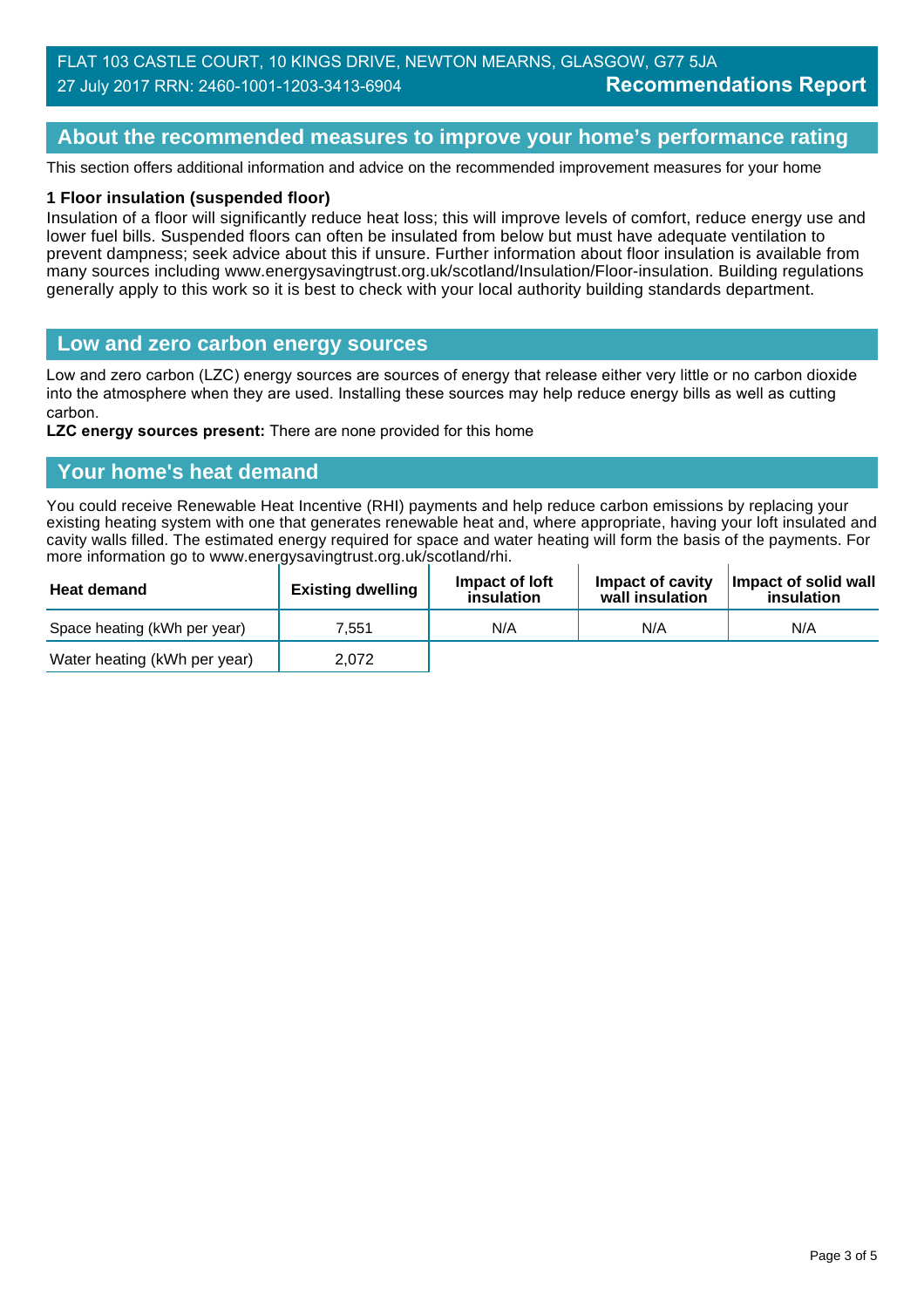## About the recommended measures to improve your home's performance rating

This section offers additional information and advice on the recommended improvement measures for your home

**1 Floor insulation (suspended floor)**

Insulation of a floor will significantly reduce heat loss; this will improve levels of comfort, reduce energy use and lower fuel bills. Suspended floors can often be insulated from below but must have adequate ventilation to prevent dampness; seek advice about this if unsure. Further information about floor insulation is available from many sources including www.energysavingtrust.org.uk/scotland/Insulation/Floor-insulation. Building regulations generally apply to this work so it is best to check with your local authority building standards department.

## Low and zero carbon energy sources

Low and zero carbon (LZC) energy sources are sources of energy that release either very little or no carbon dioxide into the atmosphere when they are used. Installing these sources may help reduce energy bills as well as cutting carbon.

**LZC energy sources present:** There are none provided for this home

## Your home's heat demand

You could receive Renewable Heat Incentive (RHI) payments and help reduce carbon emissions by replacing your existing heating system with one that generates renewable heat and, where appropriate, having your loft insulated and cavity walls filled. The estimated energy required for space and water heating will form the basis of the payments. For more information go to www.energysavingtrust.org.uk/scotland/rhi.

| Heat demand | Existing dwelling | Impact of loft insulation | Impact of cavity wall insulation | Impact of solid wall insulation |
|---|---|---|---|---|
| Space heating (kWh per year) | 7,551 | N/A | N/A | N/A |
| Water heating (kWh per year) | 2,072 | | | |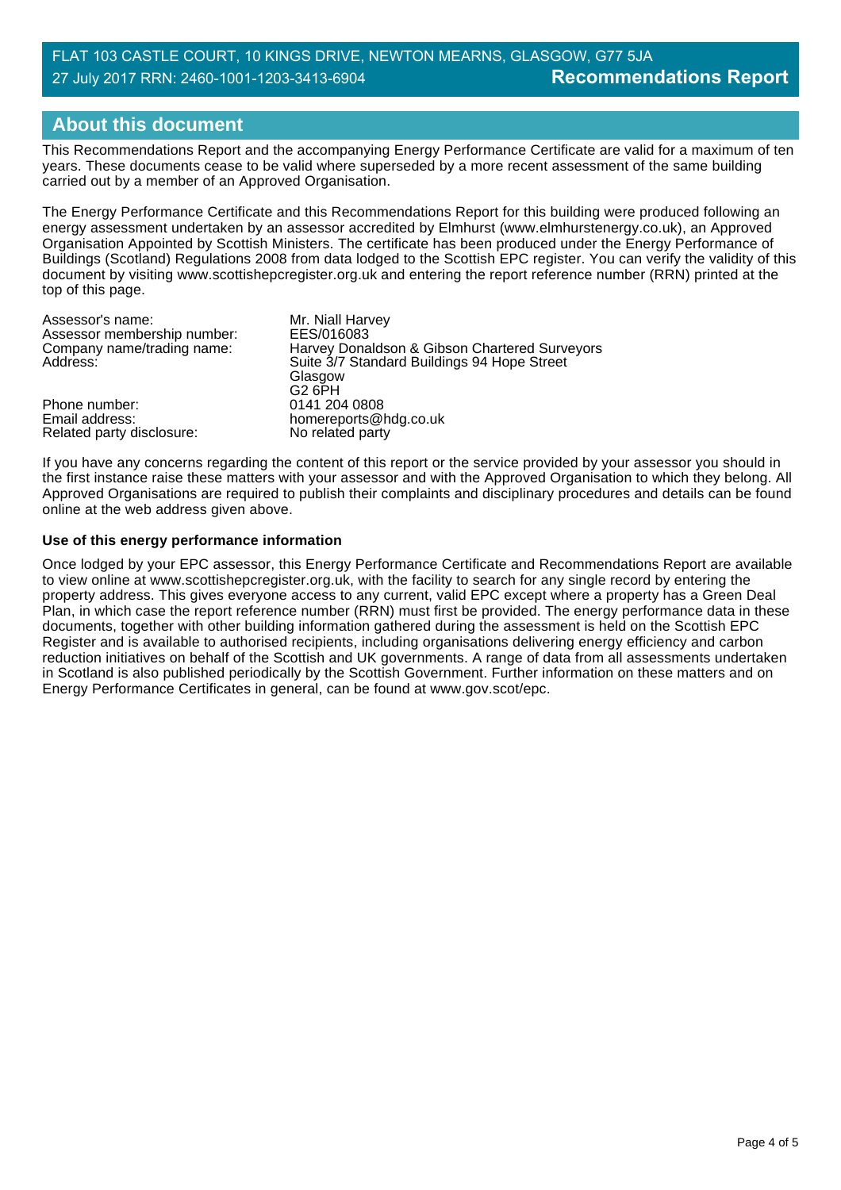## About this document

This Recommendations Report and the accompanying Energy Performance Certificate are valid for a maximum of ten years. These documents cease to be valid where superseded by a more recent assessment of the same building carried out by a member of an Approved Organisation.

The Energy Performance Certificate and this Recommendations Report for this building were produced following an energy assessment undertaken by an assessor accredited by Elmhurst (www.elmhurstenergy.co.uk), an Approved Organisation Appointed by Scottish Ministers. The certificate has been produced under the Energy Performance of Buildings (Scotland) Regulations 2008 from data lodged to the Scottish EPC register. You can verify the validity of this document by visiting www.scottishepcregister.org.uk and entering the report reference number (RRN) printed at the top of this page.

| | |
|---|---|
| Assessor's name: | Mr. Niall Harvey |
| Assessor membership number: | EES/016083 |
| Company name/trading name: | Harvey Donaldson & Gibson Chartered Surveyors |
| Address: | Suite 3/7 Standard Buildings 94 Hope Street<br>Glasgow<br>G2 6PH |
| Phone number: | 0141 204 0808 |
| Email address: | homereports@hdg.co.uk |
| Related party disclosure: | No related party |

If you have any concerns regarding the content of this report or the service provided by your assessor you should in the first instance raise these matters with your assessor and with the Approved Organisation to which they belong. All Approved Organisations are required to publish their complaints and disciplinary procedures and details can be found online at the web address given above.

**Use of this energy performance information**

Once lodged by your EPC assessor, this Energy Performance Certificate and Recommendations Report are available to view online at www.scottishepcregister.org.uk, with the facility to search for any single record by entering the property address. This gives everyone access to any current, valid EPC except where a property has a Green Deal Plan, in which case the report reference number (RRN) must first be provided. The energy performance data in these documents, together with other building information gathered during the assessment is held on the Scottish EPC Register and is available to authorised recipients, including organisations delivering energy efficiency and carbon reduction initiatives on behalf of the Scottish and UK governments. A range of data from all assessments undertaken in Scotland is also published periodically by the Scottish Government. Further information on these matters and on Energy Performance Certificates in general, can be found at www.gov.scot/epc.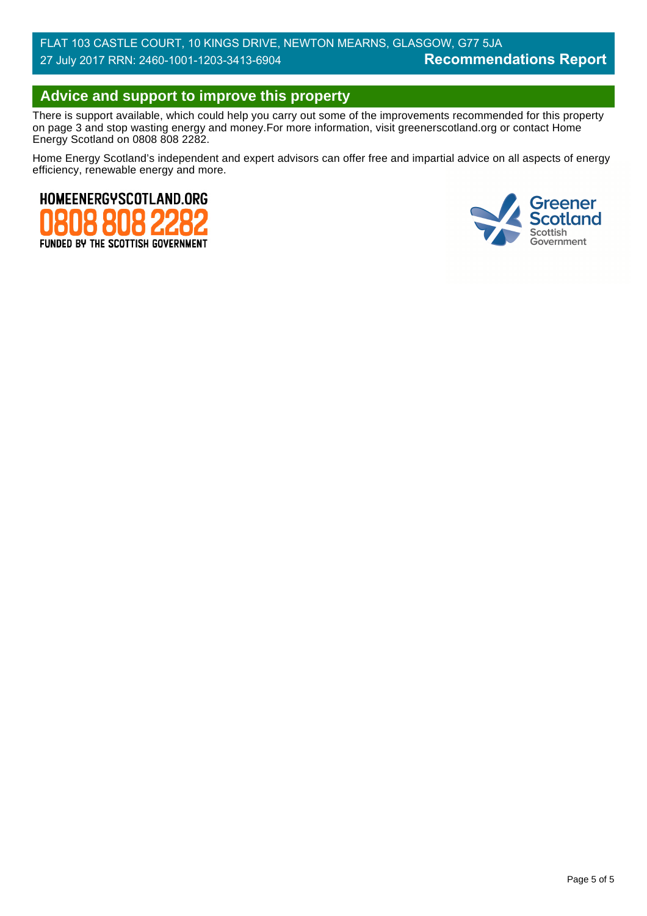## Advice and support to improve this property

There is support available, which could help you carry out some of the improvements recommended for this property on page 3 and stop wasting energy and money.For more information, visit greenerscotland.org or contact Home Energy Scotland on 0808 808 2282.

Home Energy Scotland's independent and expert advisors can offer free and impartial advice on all aspects of energy efficiency, renewable energy and more.

HOMEENERGYSCOTLAND.ORG
0808 808 2282
FUNDED BY THE SCOTTISH GOVERNMENT

Greener Scotland
Scottish Government